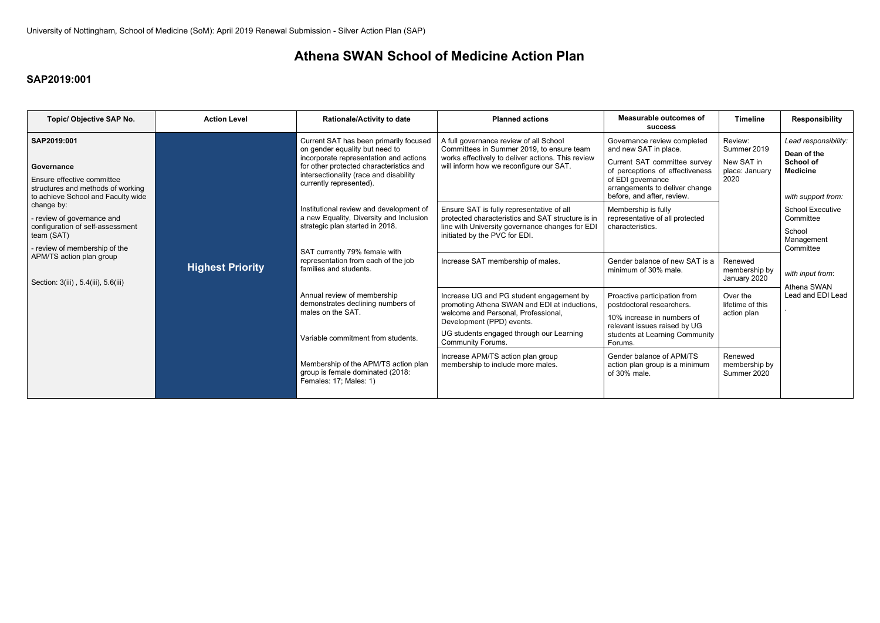University of Nottingham, School of Medicine (SoM): April 2019 Renewal Submission - Silver Action Plan (SAP)

# Athena SWAN School of Medicine Action Plan

## SAP2019:001

| Topic/ Objective SAP No. | Action Level | Rationale/Activity to date | Planned actions | Measurable outcomes of success | Timeline | Responsibility |
|---|---|---|---|---|---|---|
| **SAP2019:001**<br><br>**Governance**<br><br>Ensure effective committee structures and methods of working to achieve School and Faculty wide change by:<br>- review of governance and configuration of self-assessment team (SAT)<br>- review of membership of the APM/TS action plan group<br><br>Section: 3(iii) , 5.4(iii), 5.6(iii) | **Highest Priority** | Current SAT has been primarily focused on gender equality but need to incorporate representation and actions for other protected characteristics and intersectionality (race and disability currently represented). | A full governance review of all School Committees in Summer 2019, to ensure team works effectively to deliver actions. This review will inform how we reconfigure our SAT. | Governance review completed and new SAT in place.<br><br>Current SAT committee survey of perceptions of effectiveness of EDI governance arrangements to deliver change before, and after, review. | Review: Summer 2019<br><br>New SAT in place: January 2020 | *Lead responsibility:*<br>**Dean of the School of Medicine**<br><br>*with support from:*<br>School Executive Committee<br>School Management Committee<br><br>*with input from*:<br>Athena SWAN Lead and EDI Lead |
| | | Institutional review and development of a new Equality, Diversity and Inclusion strategic plan started in 2018. | Ensure SAT is fully representative of all protected characteristics and SAT structure is in line with University governance changes for EDI initiated by the PVC for EDI. | Membership is fully representative of all protected characteristics. | | |
| | | SAT currently 79% female with representation from each of the job families and students. | Increase SAT membership of males. | Gender balance of new SAT is a minimum of 30% male. | Renewed membership by January 2020 | |
| | | Annual review of membership demonstrates declining numbers of males on the SAT.<br><br>Variable commitment from students. | Increase UG and PG student engagement by promoting Athena SWAN and EDI at inductions, welcome and Personal, Professional, Development (PPD) events.<br><br>UG students engaged through our Learning Community Forums. | Proactive participation from postdoctoral researchers.<br><br>10% increase in numbers of relevant issues raised by UG students at Learning Community Forums. | Over the lifetime of this action plan | |
| | | Membership of the APM/TS action plan group is female dominated (2018: Females: 17; Males: 1) | Increase APM/TS action plan group membership to include more males. | Gender balance of APM/TS action plan group is a minimum of 30% male. | Renewed membership by Summer 2020 | |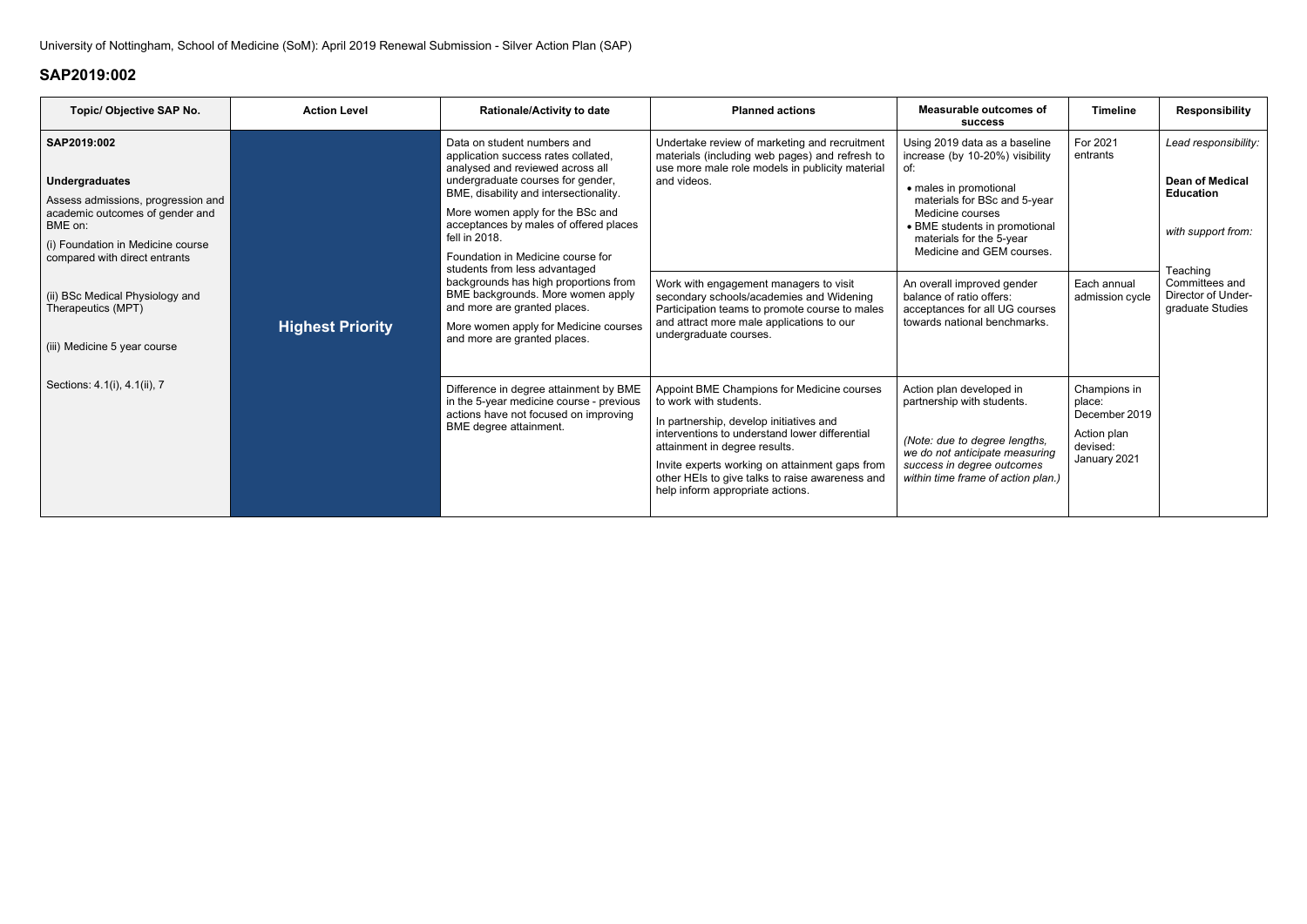University of Nottingham, School of Medicine (SoM): April 2019 Renewal Submission - Silver Action Plan (SAP)

## SAP2019:002

| Topic/ Objective SAP No. | Action Level | Rationale/Activity to date | Planned actions | Measurable outcomes of success | Timeline | Responsibility |
|---|---|---|---|---|---|---|
| **SAP2019:002**<br><br>**Undergraduates**<br><br>Assess admissions, progression and academic outcomes of gender and BME on:<br>(i) Foundation in Medicine course compared with direct entrants<br><br>(ii) BSc Medical Physiology and Therapeutics (MPT)<br><br>(iii) Medicine 5 year course<br><br>Sections: 4.1(i), 4.1(ii), 7 | **Highest Priority** | Data on student numbers and application success rates collated, analysed and reviewed across all undergraduate courses for gender, BME, disability and intersectionality.<br>More women apply for the BSc and acceptances by males of offered places fell in 2018.<br>Foundation in Medicine course for students from less advantaged backgrounds has high proportions from BME backgrounds. More women apply and more are granted places.<br>More women apply for Medicine courses and more are granted places. | Undertake review of marketing and recruitment materials (including web pages) and refresh to use more male role models in publicity material and videos. | Using 2019 data as a baseline increase (by 10-20%) visibility of:<br>• males in promotional materials for BSc and 5-year Medicine courses<br>• BME students in promotional materials for the 5-year Medicine and GEM courses. | For 2021 entrants | *Lead responsibility:*<br><br>**Dean of Medical Education**<br><br>*with support from:*<br><br>Teaching Committees and Director of Under-graduate Studies |
| | | | Work with engagement managers to visit secondary schools/academies and Widening Participation teams to promote course to males and attract more male applications to our undergraduate courses. | An overall improved gender balance of ratio offers: acceptances for all UG courses towards national benchmarks. | Each annual admission cycle | |
| | | Difference in degree attainment by BME in the 5-year medicine course - previous actions have not focused on improving BME degree attainment. | Appoint BME Champions for Medicine courses to work with students.<br>In partnership, develop initiatives and interventions to understand lower differential attainment in degree results.<br>Invite experts working on attainment gaps from other HEIs to give talks to raise awareness and help inform appropriate actions. | Action plan developed in partnership with students.<br><br>*(Note: due to degree lengths, we do not anticipate measuring success in degree outcomes within time frame of action plan.)* | Champions in place: December 2019<br>Action plan devised: January 2021 | |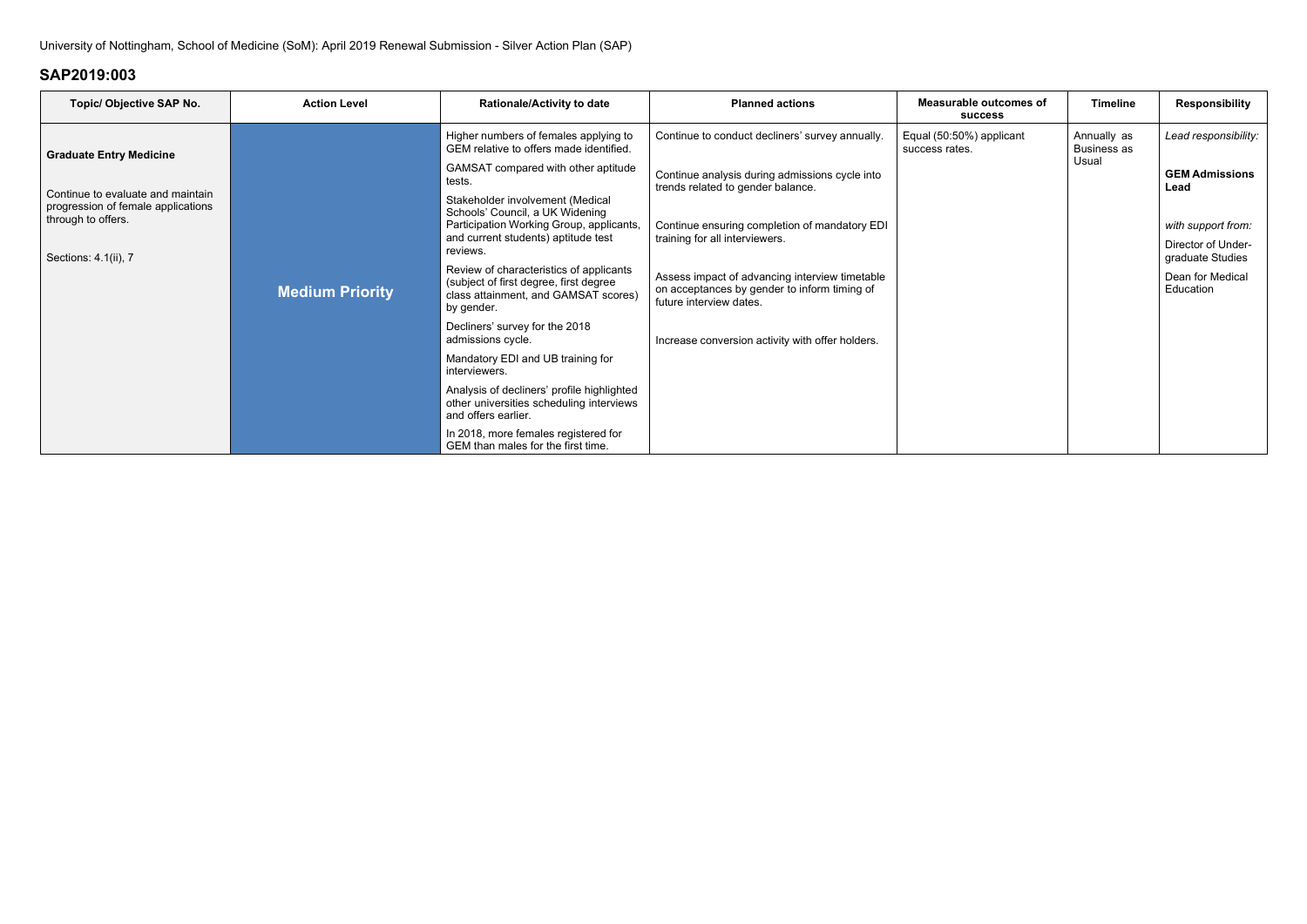University of Nottingham, School of Medicine (SoM): April 2019 Renewal Submission - Silver Action Plan (SAP)

## SAP2019:003

| Topic/ Objective SAP No. | Action Level | Rationale/Activity to date | Planned actions | Measurable outcomes of success | Timeline | Responsibility |
|---|---|---|---|---|---|---|
| **Graduate Entry Medicine**<br><br>Continue to evaluate and maintain progression of female applications through to offers.<br><br>Sections: 4.1(ii), 7 | **Medium Priority** | Higher numbers of females applying to GEM relative to offers made identified.<br><br>GAMSAT compared with other aptitude tests.<br><br>Stakeholder involvement (Medical Schools' Council, a UK Widening Participation Working Group, applicants, and current students) aptitude test reviews.<br><br>Review of characteristics of applicants (subject of first degree, first degree class attainment, and GAMSAT scores) by gender.<br><br>Decliners' survey for the 2018 admissions cycle.<br><br>Mandatory EDI and UB training for interviewers.<br><br>Analysis of decliners' profile highlighted other universities scheduling interviews and offers earlier.<br><br>In 2018, more females registered for GEM than males for the first time. | Continue to conduct decliners' survey annually.<br><br>Continue analysis during admissions cycle into trends related to gender balance.<br><br>Continue ensuring completion of mandatory EDI training for all interviewers.<br><br>Assess impact of advancing interview timetable on acceptances by gender to inform timing of future interview dates.<br><br>Increase conversion activity with offer holders. | Equal (50:50%) applicant success rates. | Annually as Business as Usual | *Lead responsibility:*<br><br>**GEM Admissions Lead**<br><br>*with support from:*<br><br>Director of Under-graduate Studies<br><br>Dean for Medical Education |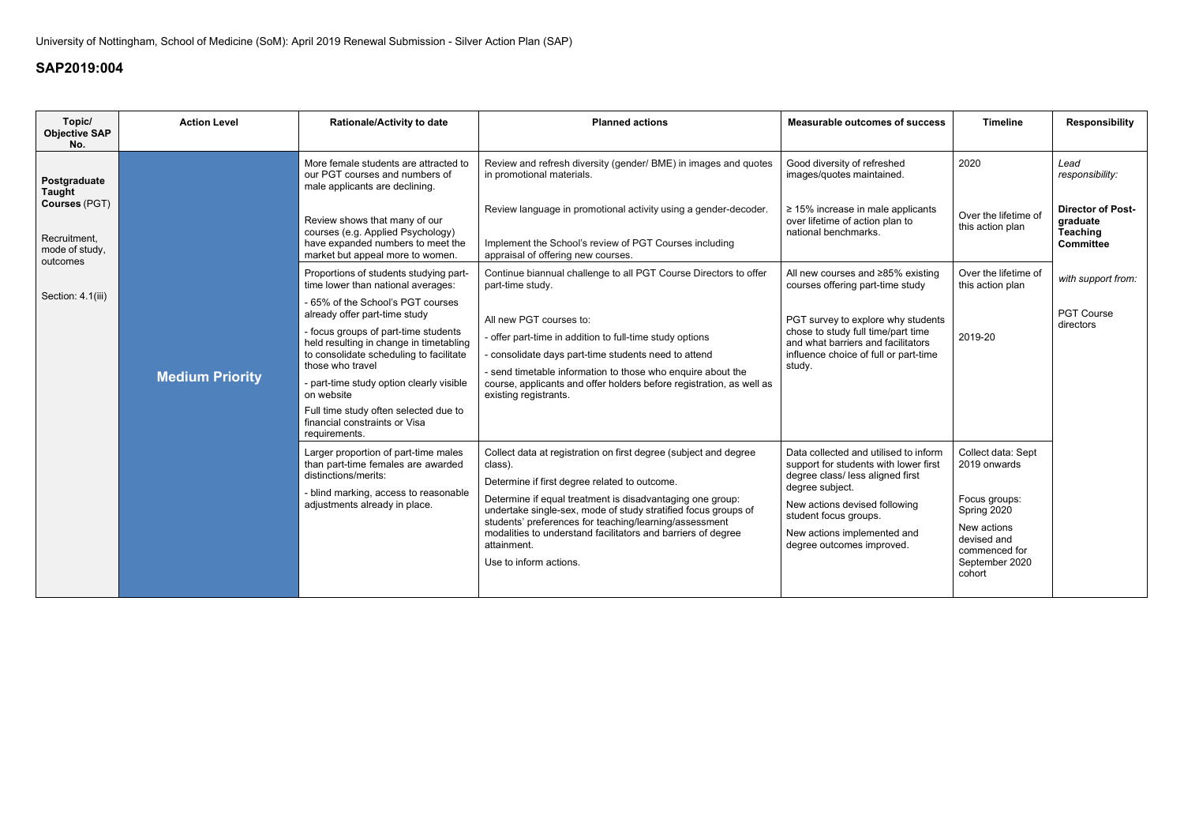University of Nottingham, School of Medicine (SoM): April 2019 Renewal Submission - Silver Action Plan (SAP)

## SAP2019:004

| Topic/ Objective SAP No. | Action Level | Rationale/Activity to date | Planned actions | Measurable outcomes of success | Timeline | Responsibility |
|---|---|---|---|---|---|---|
| **Postgraduate Taught Courses** (PGT)<br><br>Recruitment, mode of study, outcomes<br><br>Section: 4.1(iii) | **Medium Priority** | More female students are attracted to our PGT courses and numbers of male applicants are declining.<br><br>Review shows that many of our courses (e.g. Applied Psychology) have expanded numbers to meet the market but appeal more to women. | Review and refresh diversity (gender/ BME) in images and quotes in promotional materials.<br><br>Review language in promotional activity using a gender-decoder.<br><br>Implement the School's review of PGT Courses including appraisal of offering new courses. | Good diversity of refreshed images/quotes maintained.<br><br>≥ 15% increase in male applicants over lifetime of action plan to national benchmarks. | 2020<br><br>Over the lifetime of this action plan | *Lead responsibility:*<br><br>**Director of Post-graduate Teaching Committee**<br><br>*with support from:*<br><br>PGT Course directors |
| | | Proportions of students studying part-time lower than national averages:<br>- 65% of the School's PGT courses already offer part-time study<br>- focus groups of part-time students held resulting in change in timetabling to consolidate scheduling to facilitate those who travel<br>- part-time study option clearly visible on website<br>Full time study often selected due to financial constraints or Visa requirements. | Continue biannual challenge to all PGT Course Directors to offer part-time study.<br><br>All new PGT courses to:<br>- offer part-time in addition to full-time study options<br>- consolidate days part-time students need to attend<br>- send timetable information to those who enquire about the course, applicants and offer holders before registration, as well as existing registrants. | All new courses and ≥85% existing courses offering part-time study<br><br>PGT survey to explore why students chose to study full time/part time and what barriers and facilitators influence choice of full or part-time study. | Over the lifetime of this action plan<br><br>2019-20 | |
| | | Larger proportion of part-time males than part-time females are awarded distinctions/merits:<br>- blind marking, access to reasonable adjustments already in place. | Collect data at registration on first degree (subject and degree class).<br>Determine if first degree related to outcome.<br>Determine if equal treatment is disadvantaging one group: undertake single-sex, mode of study stratified focus groups of students' preferences for teaching/learning/assessment modalities to understand facilitators and barriers of degree attainment.<br>Use to inform actions. | Data collected and utilised to inform support for students with lower first degree class/ less aligned first degree subject.<br>New actions devised following student focus groups.<br>New actions implemented and degree outcomes improved. | Collect data: Sept 2019 onwards<br><br>Focus groups: Spring 2020<br>New actions devised and commenced for September 2020 cohort | |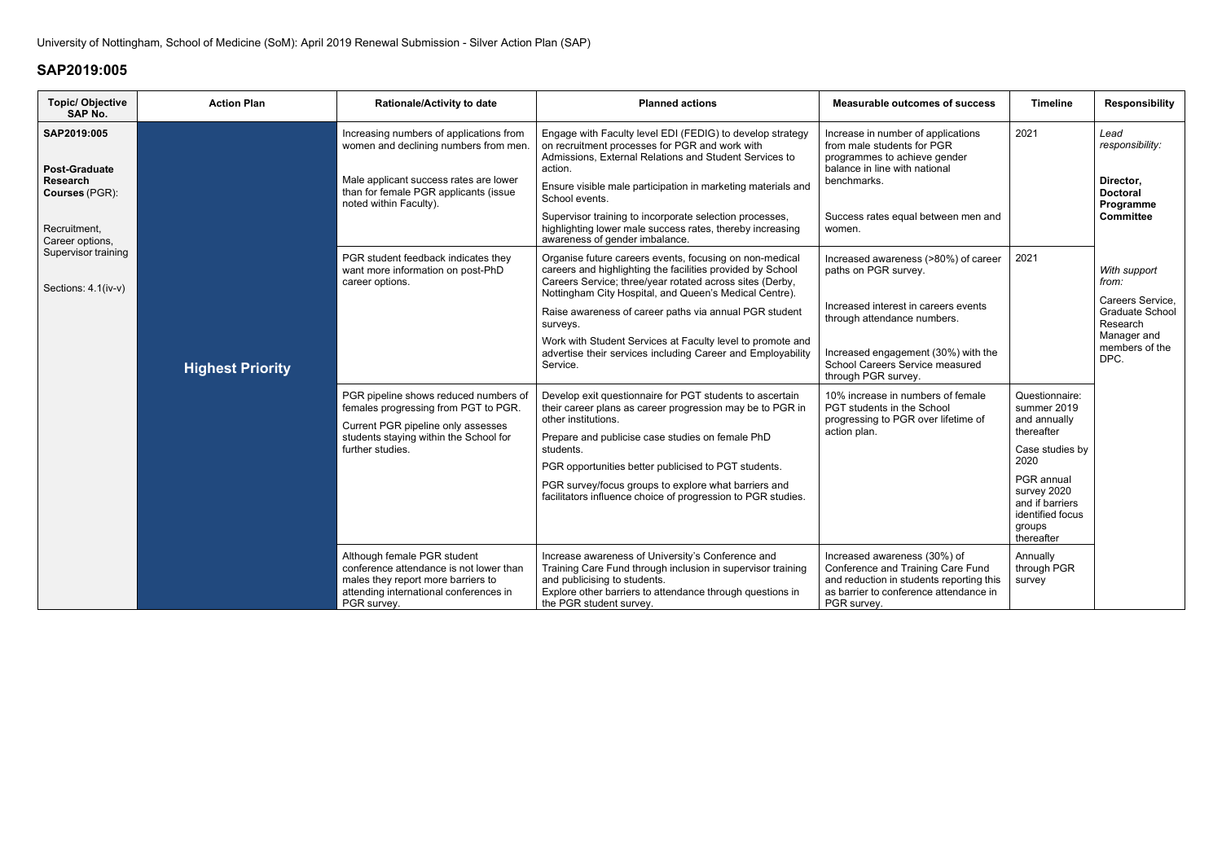University of Nottingham, School of Medicine (SoM): April 2019 Renewal Submission - Silver Action Plan (SAP)

## SAP2019:005

| Topic/ Objective SAP No. | Action Plan | Rationale/Activity to date | Planned actions | Measurable outcomes of success | Timeline | Responsibility |
|---|---|---|---|---|---|---|
| **SAP2019:005**<br><br>**Post-Graduate Research Courses** (PGR):<br><br>Recruitment, Career options, Supervisor training<br><br>Sections: 4.1(iv-v) | **Highest Priority** | Increasing numbers of applications from women and declining numbers from men.<br><br>Male applicant success rates are lower than for female PGR applicants (issue noted within Faculty). | Engage with Faculty level EDI (FEDIG) to develop strategy on recruitment processes for PGR and work with Admissions, External Relations and Student Services to action.<br><br>Ensure visible male participation in marketing materials and School events.<br><br>Supervisor training to incorporate selection processes, highlighting lower male success rates, thereby increasing awareness of gender imbalance. | Increase in number of applications from male students for PGR programmes to achieve gender balance in line with national benchmarks.<br><br>Success rates equal between men and women. | 2021 | *Lead responsibility:*<br><br>**Director, Doctoral Programme Committee**<br><br>*With support from:*<br><br>Careers Service, Graduate School Research Manager and members of the DPC. |
| | | PGR student feedback indicates they want more information on post-PhD career options. | Organise future careers events, focusing on non-medical careers and highlighting the facilities provided by School Careers Service; three/year rotated across sites (Derby, Nottingham City Hospital, and Queen's Medical Centre).<br><br>Raise awareness of career paths via annual PGR student surveys.<br><br>Work with Student Services at Faculty level to promote and advertise their services including Career and Employability Service. | Increased awareness (>80%) of career paths on PGR survey.<br><br>Increased interest in careers events through attendance numbers.<br><br>Increased engagement (30%) with the School Careers Service measured through PGR survey. | 2021 | |
| | | PGR pipeline shows reduced numbers of females progressing from PGT to PGR.<br><br>Current PGR pipeline only assesses students staying within the School for further studies. | Develop exit questionnaire for PGT students to ascertain their career plans as career progression may be to PGR in other institutions.<br><br>Prepare and publicise case studies on female PhD students.<br><br>PGR opportunities better publicised to PGT students.<br><br>PGR survey/focus groups to explore what barriers and facilitators influence choice of progression to PGR studies. | 10% increase in numbers of female PGT students in the School progressing to PGR over lifetime of action plan. | Questionnaire: summer 2019 and annually thereafter<br><br>Case studies by 2020<br><br>PGR annual survey 2020 and if barriers identified focus groups thereafter | |
| | | Although female PGR student conference attendance is not lower than males they report more barriers to attending international conferences in PGR survey. | Increase awareness of University's Conference and Training Care Fund through inclusion in supervisor training and publicising to students.<br>Explore other barriers to attendance through questions in the PGR student survey. | Increased awareness (30%) of Conference and Training Care Fund and reduction in students reporting this as barrier to conference attendance in PGR survey. | Annually through PGR survey | |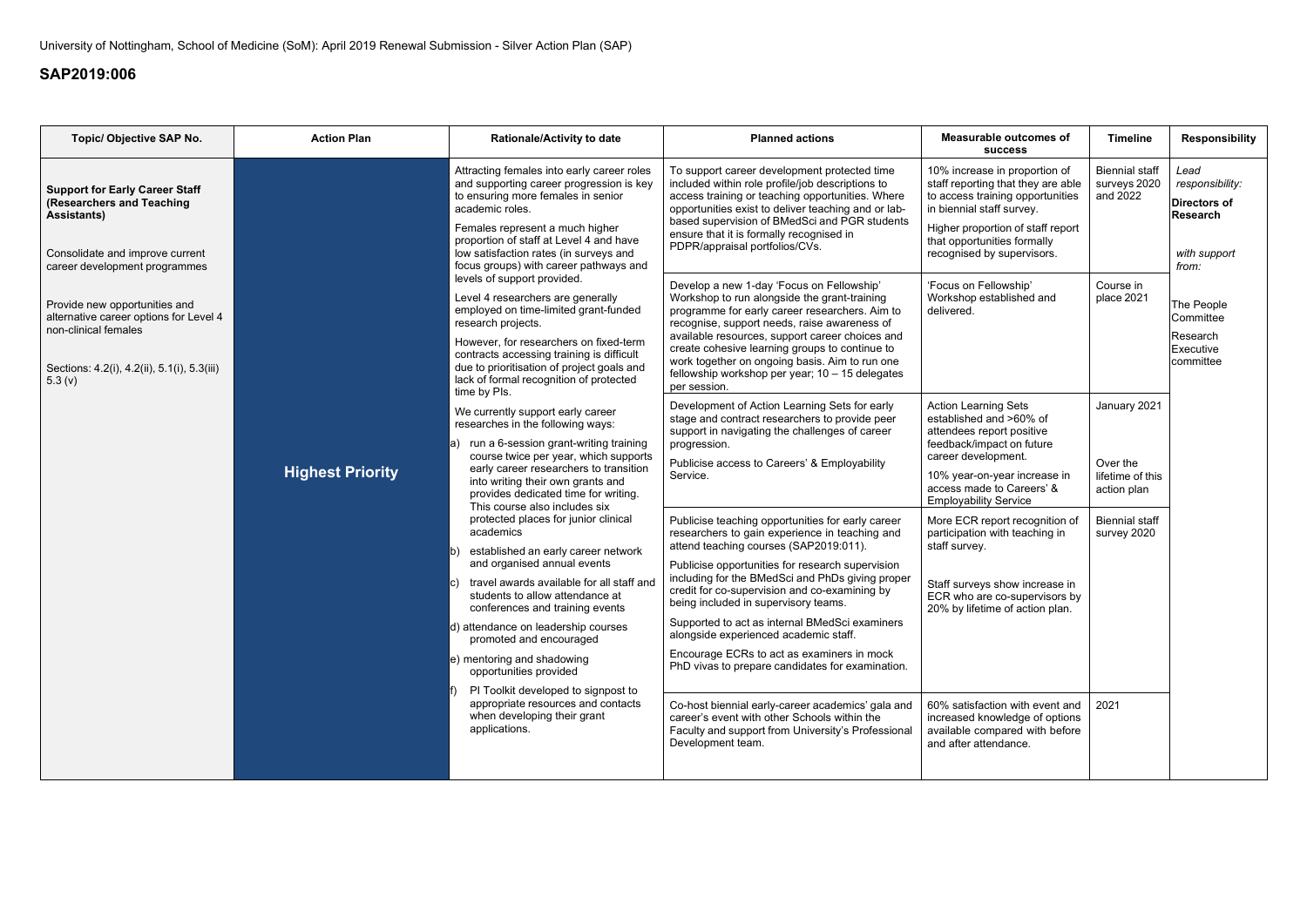University of Nottingham, School of Medicine (SoM): April 2019 Renewal Submission - Silver Action Plan (SAP)

## SAP2019:006

| Topic/ Objective SAP No. | Action Plan | Rationale/Activity to date | Planned actions | Measurable outcomes of success | Timeline | Responsibility |
|---|---|---|---|---|---|---|
| **Support for Early Career Staff (Researchers and Teaching Assistants)**<br><br>Consolidate and improve current career development programmes<br><br>Provide new opportunities and alternative career options for Level 4 non-clinical females<br><br>Sections: 4.2(i), 4.2(ii), 5.1(i), 5.3(iii) 5.3 (v) | **Highest Priority** | Attracting females into early career roles and supporting career progression is key to ensuring more females in senior academic roles.<br><br>Females represent a much higher proportion of staff at Level 4 and have low satisfaction rates (in surveys and focus groups) with career pathways and levels of support provided.<br><br>Level 4 researchers are generally employed on time-limited grant-funded research projects.<br><br>However, for researchers on fixed-term contracts accessing training is difficult due to prioritisation of project goals and lack of formal recognition of protected time by PIs.<br><br>We currently support early career researches in the following ways:<br>a) run a 6-session grant-writing training course twice per year, which supports early career researchers to transition into writing their own grants and provides dedicated time for writing. This course also includes six protected places for junior clinical academics<br>b) established an early career network and organised annual events<br>c) travel awards available for all staff and students to allow attendance at conferences and training events<br>d) attendance on leadership courses promoted and encouraged<br>e) mentoring and shadowing opportunities provided<br>f) PI Toolkit developed to signpost to appropriate resources and contacts when developing their grant applications. | To support career development protected time included within role profile/job descriptions to access training or teaching opportunities. Where opportunities exist to deliver teaching and or lab-based supervision of BMedSci and PGR students ensure that it is formally recognised in PDPR/appraisal portfolios/CVs. | 10% increase in proportion of staff reporting that they are able to access training opportunities in biennial staff survey.<br><br>Higher proportion of staff report that opportunities formally recognised by supervisors. | Biennial staff surveys 2020 and 2022 | *Lead responsibility:*<br>**Directors of Research**<br><br>*with support from:*<br><br>The People Committee<br><br>Research Executive committee |
| | | | Develop a new 1-day 'Focus on Fellowship' Workshop to run alongside the grant-training programme for early career researchers. Aim to recognise, support needs, raise awareness of available resources, support career choices and create cohesive learning groups to continue to work together on ongoing basis. Aim to run one fellowship workshop per year; 10 – 15 delegates per session. | 'Focus on Fellowship' Workshop established and delivered. | Course in place 2021 | |
| | | | Development of Action Learning Sets for early stage and contract researchers to provide peer support in navigating the challenges of career progression.<br><br>Publicise access to Careers' & Employability Service. | Action Learning Sets established and >60% of attendees report positive feedback/impact on future career development.<br><br>10% year-on-year increase in access made to Careers' & Employability Service | January 2021<br><br>Over the lifetime of this action plan | |
| | | | Publicise teaching opportunities for early career researchers to gain experience in teaching and attend teaching courses (SAP2019:011).<br><br>Publicise opportunities for research supervision including for the BMedSci and PhDs giving proper credit for co-supervision and co-examining by being included in supervisory teams.<br><br>Supported to act as internal BMedSci examiners alongside experienced academic staff.<br><br>Encourage ECRs to act as examiners in mock PhD vivas to prepare candidates for examination. | More ECR report recognition of participation with teaching in staff survey.<br><br>Staff surveys show increase in ECR who are co-supervisors by 20% by lifetime of action plan. | Biennial staff survey 2020 | |
| | | | Co-host biennial early-career academics' gala and career's event with other Schools within the Faculty and support from University's Professional Development team. | 60% satisfaction with event and increased knowledge of options available compared with before and after attendance. | 2021 | |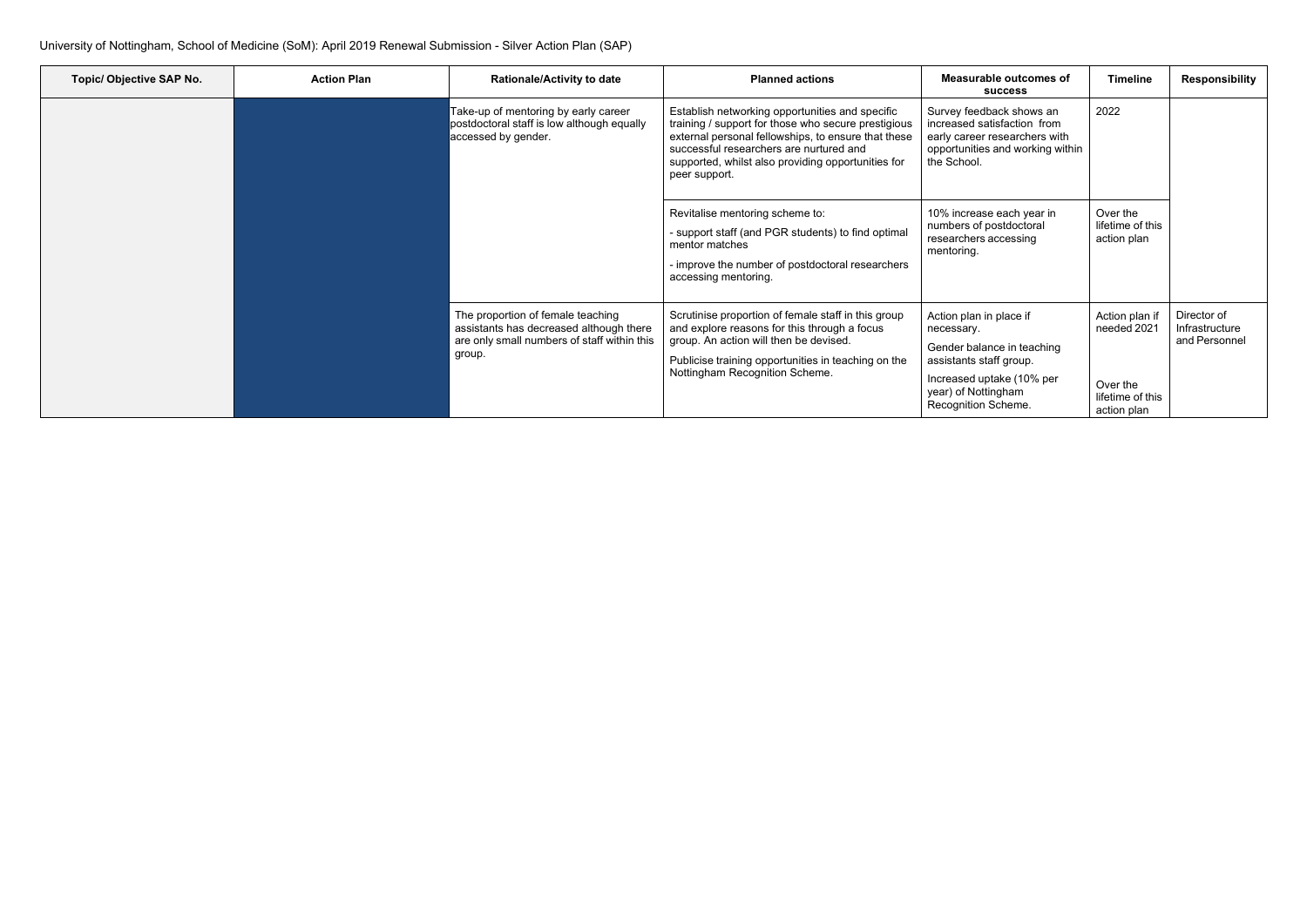University of Nottingham, School of Medicine (SoM): April 2019 Renewal Submission - Silver Action Plan (SAP)

| Topic/ Objective SAP No. | Action Plan | Rationale/Activity to date | Planned actions | Measurable outcomes of success | Timeline | Responsibility |
|---|---|---|---|---|---|---|
| | | Take-up of mentoring by early career postdoctoral staff is low although equally accessed by gender. | Establish networking opportunities and specific training / support for those who secure prestigious external personal fellowships, to ensure that these successful researchers are nurtured and supported, whilst also providing opportunities for peer support. | Survey feedback shows an increased satisfaction from early career researchers with opportunities and working within the School. | 2022 | |
| | | | Revitalise mentoring scheme to:<br>- support staff (and PGR students) to find optimal mentor matches<br>- improve the number of postdoctoral researchers accessing mentoring. | 10% increase each year in numbers of postdoctoral researchers accessing mentoring. | Over the lifetime of this action plan | |
| | | The proportion of female teaching assistants has decreased although there are only small numbers of staff within this group. | Scrutinise proportion of female staff in this group and explore reasons for this through a focus group. An action will then be devised.<br>Publicise training opportunities in teaching on the Nottingham Recognition Scheme. | Action plan in place if necessary.<br>Gender balance in teaching assistants staff group.<br>Increased uptake (10% per year) of Nottingham Recognition Scheme. | Action plan if needed 2021<br><br>Over the lifetime of this action plan | Director of Infrastructure and Personnel |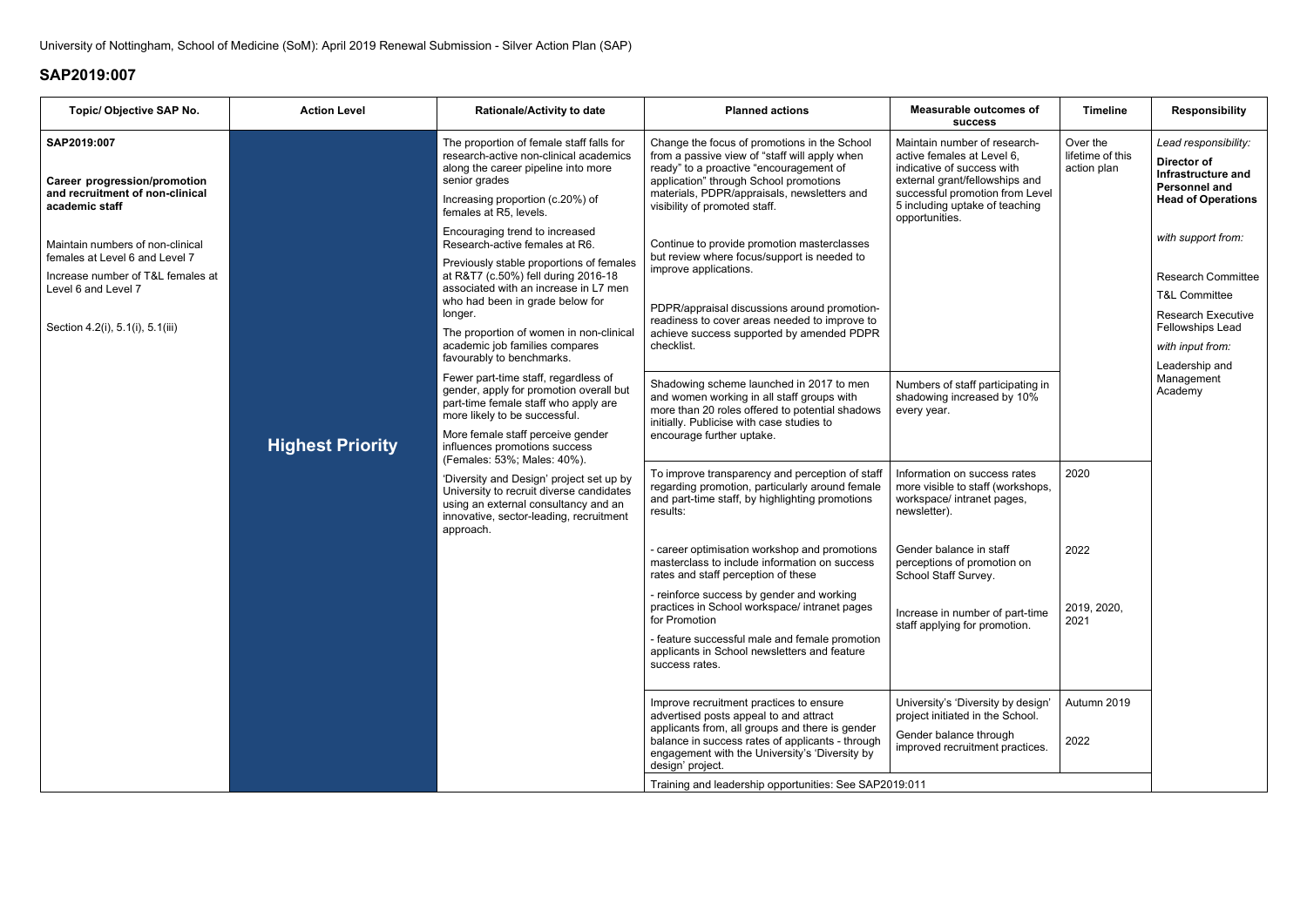University of Nottingham, School of Medicine (SoM): April 2019 Renewal Submission - Silver Action Plan (SAP)

## SAP2019:007

| Topic/ Objective SAP No. | Action Level | Rationale/Activity to date | Planned actions | Measurable outcomes of success | Timeline | Responsibility |
|---|---|---|---|---|---|---|
| **SAP2019:007**<br><br>**Career progression/promotion and recruitment of non-clinical academic staff**<br><br>Maintain numbers of non-clinical females at Level 6 and Level 7<br><br>Increase number of T&L females at Level 6 and Level 7<br><br>Section 4.2(i), 5.1(i), 5.1(iii) | **Highest Priority** | The proportion of female staff falls for research-active non-clinical academics along the career pipeline into more senior grades<br><br>Increasing proportion (c.20%) of females at R5, levels.<br><br>Encouraging trend to increased Research-active females at R6.<br><br>Previously stable proportions of females at R&T7 (c.50%) fell during 2016-18 associated with an increase in L7 men who had been in grade below for longer.<br><br>The proportion of women in non-clinical academic job families compares favourably to benchmarks.<br><br>Fewer part-time staff, regardless of gender, apply for promotion overall but part-time female staff who apply are more likely to be successful.<br><br>More female staff perceive gender influences promotions success (Females: 53%; Males: 40%).<br><br>'Diversity and Design' project set up by University to recruit diverse candidates using an external consultancy and an innovative, sector-leading, recruitment approach. | Change the focus of promotions in the School from a passive view of "staff will apply when ready" to a proactive "encouragement of application" through School promotions materials, PDPR/appraisals, newsletters and visibility of promoted staff.<br><br>Continue to provide promotion masterclasses but review where focus/support is needed to improve applications.<br><br>PDPR/appraisal discussions around promotion-readiness to cover areas needed to improve to achieve success supported by amended PDPR checklist. | Maintain number of research-active females at Level 6, indicative of success with external grant/fellowships and successful promotion from Level 5 including uptake of teaching opportunities. | Over the lifetime of this action plan | *Lead responsibility:*<br>**Director of Infrastructure and Personnel and Head of Operations**<br><br>*with support from:*<br><br>Research Committee<br>T&L Committee<br>Research Executive Fellowships Lead<br><br>*with input from:*<br><br>Leadership and Management Academy |
| | | | Shadowing scheme launched in 2017 to men and women working in all staff groups with more than 20 roles offered to potential shadows initially. Publicise with case studies to encourage further uptake. | Numbers of staff participating in shadowing increased by 10% every year. | | |
| | | | To improve transparency and perception of staff regarding promotion, particularly around female and part-time staff, by highlighting promotions results: | Information on success rates more visible to staff (workshops, workspace/ intranet pages, newsletter). | 2020 | |
| | | | - career optimisation workshop and promotions masterclass to include information on success rates and staff perception of these<br><br>- reinforce success by gender and working practices in School workspace/ intranet pages for Promotion<br><br>- feature successful male and female promotion applicants in School newsletters and feature success rates. | Gender balance in staff perceptions of promotion on School Staff Survey.<br><br>Increase in number of part-time staff applying for promotion. | 2022<br><br>2019, 2020, 2021 | |
| | | | Improve recruitment practices to ensure advertised posts appeal to and attract applicants from, all groups and there is gender balance in success rates of applicants - through engagement with the University's 'Diversity by design' project. | University's 'Diversity by design' project initiated in the School.<br><br>Gender balance through improved recruitment practices. | Autumn 2019<br><br>2022 | |
| | | | Training and leadership opportunities: See SAP2019:011 | | | |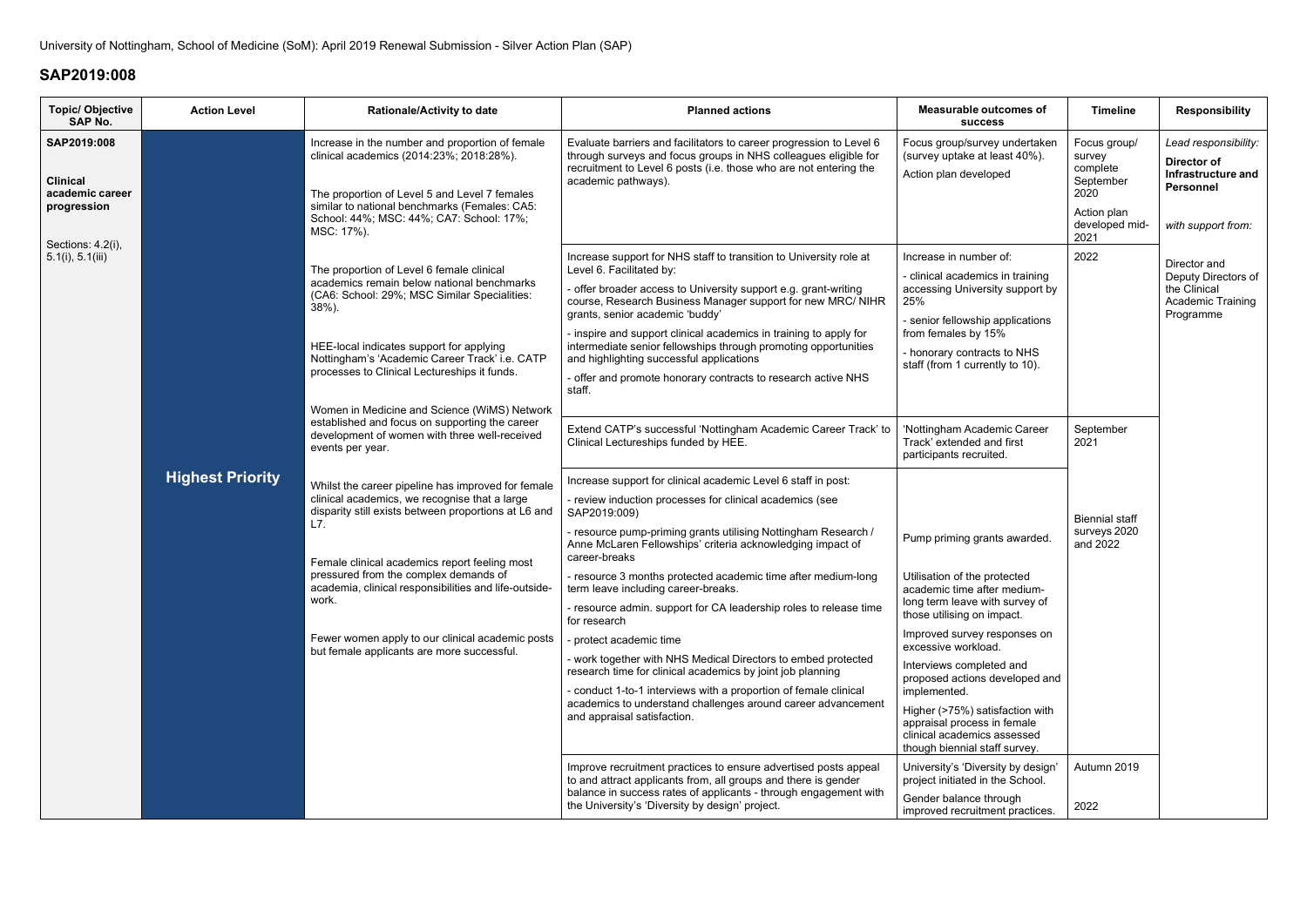University of Nottingham, School of Medicine (SoM): April 2019 Renewal Submission - Silver Action Plan (SAP)

## SAP2019:008

| Topic/ Objective SAP No. | Action Level | Rationale/Activity to date | Planned actions | Measurable outcomes of success | Timeline | Responsibility |
|---|---|---|---|---|---|---|
| **SAP2019:008**<br><br>**Clinical academic career progression**<br><br>Sections: 4.2(i), 5.1(i), 5.1(iii) | **Highest Priority** | Increase in the number and proportion of female clinical academics (2014:23%; 2018:28%).<br><br>The proportion of Level 5 and Level 7 females similar to national benchmarks (Females: CA5: School: 44%; MSC: 44%; CA7: School: 17%; MSC: 17%).<br><br>The proportion of Level 6 female clinical academics remain below national benchmarks (CA6: School: 29%; MSC Similar Specialities: 38%).<br><br>HEE-local indicates support for applying Nottingham's 'Academic Career Track' i.e. CATP processes to Clinical Lectureships it funds.<br><br>Women in Medicine and Science (WiMS) Network established and focus on supporting the career development of women with three well-received events per year.<br><br>Whilst the career pipeline has improved for female clinical academics, we recognise that a large disparity still exists between proportions at L6 and L7.<br><br>Female clinical academics report feeling most pressured from the complex demands of academia, clinical responsibilities and life-outside-work.<br><br>Fewer women apply to our clinical academic posts but female applicants are more successful. | Evaluate barriers and facilitators to career progression to Level 6 through surveys and focus groups in NHS colleagues eligible for recruitment to Level 6 posts (i.e. those who are not entering the academic pathways). | Focus group/survey undertaken (survey uptake at least 40%).<br>Action plan developed | Focus group/ survey complete September 2020<br>Action plan developed mid-2021 | *Lead responsibility:*<br>**Director of Infrastructure and Personnel**<br><br>*with support from:*<br><br>Director and Deputy Directors of the Clinical Academic Training Programme |
| | | | Increase support for NHS staff to transition to University role at Level 6. Facilitated by:<br>- offer broader access to University support e.g. grant-writing course, Research Business Manager support for new MRC/ NIHR grants, senior academic 'buddy'<br>- inspire and support clinical academics in training to apply for intermediate senior fellowships through promoting opportunities and highlighting successful applications<br>- offer and promote honorary contracts to research active NHS staff. | Increase in number of:<br>- clinical academics in training accessing University support by 25%<br>- senior fellowship applications from females by 15%<br>- honorary contracts to NHS staff (from 1 currently to 10). | 2022 | |
| | | | Extend CATP's successful 'Nottingham Academic Career Track' to Clinical Lectureships funded by HEE. | 'Nottingham Academic Career Track' extended and first participants recruited. | September 2021 | |
| | | | Increase support for clinical academic Level 6 staff in post:<br>- review induction processes for clinical academics (see SAP2019:009)<br>- resource pump-priming grants utilising Nottingham Research / Anne McLaren Fellowships' criteria acknowledging impact of career-breaks<br>- resource 3 months protected academic time after medium-long term leave including career-breaks.<br>- resource admin. support for CA leadership roles to release time for research<br>- protect academic time<br>- work together with NHS Medical Directors to embed protected research time for clinical academics by joint job planning<br>- conduct 1-to-1 interviews with a proportion of female clinical academics to understand challenges around career advancement and appraisal satisfaction. | Pump priming grants awarded.<br><br>Utilisation of the protected academic time after medium-long term leave with survey of those utilising on impact.<br>Improved survey responses on excessive workload.<br>Interviews completed and proposed actions developed and implemented.<br>Higher (>75%) satisfaction with appraisal process in female clinical academics assessed though biennial staff survey. | Biennial staff surveys 2020 and 2022 | |
| | | | Improve recruitment practices to ensure advertised posts appeal to and attract applicants from, all groups and there is gender balance in success rates of applicants - through engagement with the University's 'Diversity by design' project. | University's 'Diversity by design' project initiated in the School.<br>Gender balance through improved recruitment practices. | Autumn 2019<br><br>2022 | |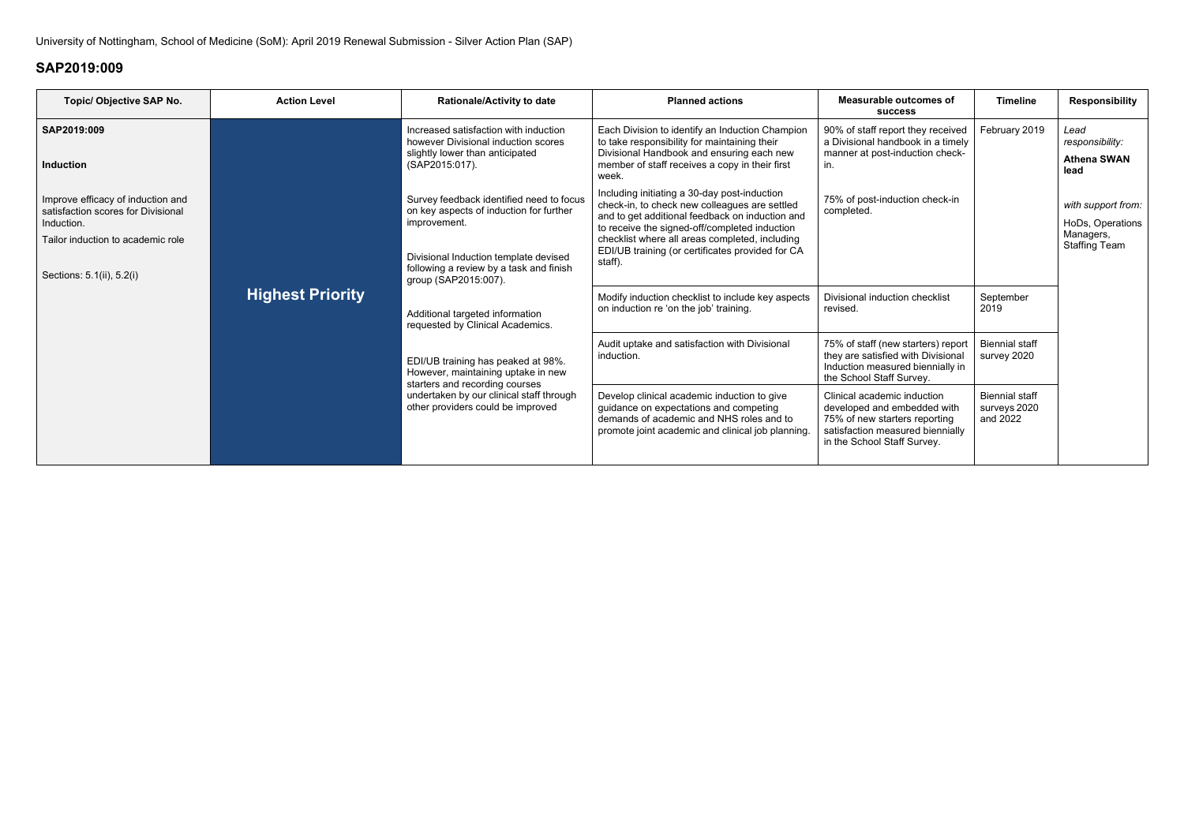University of Nottingham, School of Medicine (SoM): April 2019 Renewal Submission - Silver Action Plan (SAP)

## SAP2019:009

| Topic/ Objective SAP No. | Action Level | Rationale/Activity to date | Planned actions | Measurable outcomes of success | Timeline | Responsibility |
|---|---|---|---|---|---|---|
| **SAP2019:009**<br><br>**Induction**<br><br>Improve efficacy of induction and satisfaction scores for Divisional Induction.<br><br>Tailor induction to academic role<br><br>Sections: 5.1(ii), 5.2(i) | **Highest Priority** | Increased satisfaction with induction however Divisional induction scores slightly lower than anticipated (SAP2015:017).<br><br>Survey feedback identified need to focus on key aspects of induction for further improvement.<br><br>Divisional Induction template devised following a review by a task and finish group (SAP2015:007).<br><br>Additional targeted information requested by Clinical Academics.<br><br>EDI/UB training has peaked at 98%. However, maintaining uptake in new starters and recording courses undertaken by our clinical staff through other providers could be improved | Each Division to identify an Induction Champion to take responsibility for maintaining their Divisional Handbook and ensuring each new member of staff receives a copy in their first week.<br><br>Including initiating a 30-day post-induction check-in, to check new colleagues are settled and to get additional feedback on induction and to receive the signed-off/completed induction checklist where all areas completed, including EDI/UB training (or certificates provided for CA staff). | 90% of staff report they received a Divisional handbook in a timely manner at post-induction check-in.<br><br>75% of post-induction check-in completed. | February 2019 | *Lead responsibility:*<br>**Athena SWAN lead**<br><br>*with support from:*<br>HoDs, Operations Managers, Staffing Team |
| | | | Modify induction checklist to include key aspects on induction re 'on the job' training. | Divisional induction checklist revised. | September 2019 | |
| | | | Audit uptake and satisfaction with Divisional induction. | 75% of staff (new starters) report they are satisfied with Divisional Induction measured biennially in the School Staff Survey. | Biennial staff survey 2020 | |
| | | | Develop clinical academic induction to give guidance on expectations and competing demands of academic and NHS roles and to promote joint academic and clinical job planning. | Clinical academic induction developed and embedded with 75% of new starters reporting satisfaction measured biennially in the School Staff Survey. | Biennial staff surveys 2020 and 2022 | |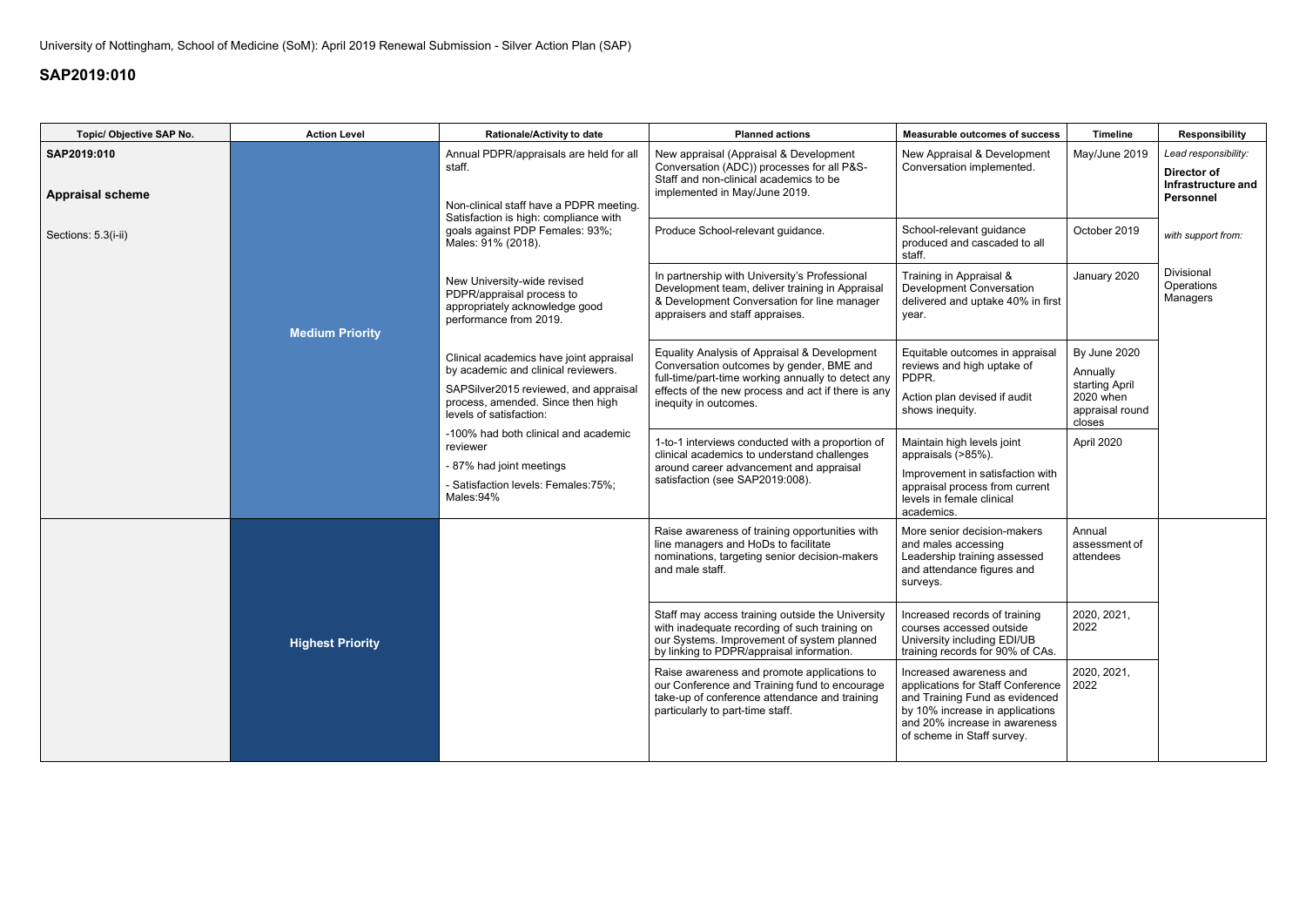University of Nottingham, School of Medicine (SoM): April 2019 Renewal Submission - Silver Action Plan (SAP)

## SAP2019:010

| Topic/ Objective SAP No. | Action Level | Rationale/Activity to date | Planned actions | Measurable outcomes of success | Timeline | Responsibility |
|---|---|---|---|---|---|---|
| **SAP2019:010**<br><br>**Appraisal scheme**<br><br>Sections: 5.3(i-ii) | **Medium Priority** | Annual PDPR/appraisals are held for all staff.<br><br>Non-clinical staff have a PDPR meeting. Satisfaction is high: compliance with goals against PDP Females: 93%; Males: 91% (2018).<br><br>New University-wide revised PDPR/appraisal process to appropriately acknowledge good performance from 2019.<br><br>Clinical academics have joint appraisal by academic and clinical reviewers.<br><br>SAPSilver2015 reviewed, and appraisal process, amended. Since then high levels of satisfaction:<br><br>-100% had both clinical and academic reviewer<br><br>- 87% had joint meetings<br><br>- Satisfaction levels: Females:75%; Males:94% | New appraisal (Appraisal & Development Conversation (ADC)) processes for all P&S-Staff and non-clinical academics to be implemented in May/June 2019. | New Appraisal & Development Conversation implemented. | May/June 2019 | *Lead responsibility:*<br><br>**Director of Infrastructure and Personnel**<br><br>*with support from:*<br><br>Divisional Operations Managers |
| | | | Produce School-relevant guidance. | School-relevant guidance produced and cascaded to all staff. | October 2019 | |
| | | | In partnership with University's Professional Development team, deliver training in Appraisal & Development Conversation for line manager appraisers and staff appraises. | Training in Appraisal & Development Conversation delivered and uptake 40% in first year. | January 2020 | |
| | | | Equality Analysis of Appraisal & Development Conversation outcomes by gender, BME and full-time/part-time working annually to detect any effects of the new process and act if there is any inequity in outcomes. | Equitable outcomes in appraisal reviews and high uptake of PDPR.<br><br>Action plan devised if audit shows inequity. | By June 2020<br><br>Annually starting April 2020 when appraisal round closes | |
| | | | 1-to-1 interviews conducted with a proportion of clinical academics to understand challenges around career advancement and appraisal satisfaction (see SAP2019:008). | Maintain high levels joint appraisals (>85%).<br><br>Improvement in satisfaction with appraisal process from current levels in female clinical academics. | April 2020 | |
| | **Highest Priority** | | Raise awareness of training opportunities with line managers and HoDs to facilitate nominations, targeting senior decision-makers and male staff. | More senior decision-makers and males accessing Leadership training assessed and attendance figures and surveys. | Annual assessment of attendees | |
| | | | Staff may access training outside the University with inadequate recording of such training on our Systems. Improvement of system planned by linking to PDPR/appraisal information. | Increased records of training courses accessed outside University including EDI/UB training records for 90% of CAs. | 2020, 2021, 2022 | |
| | | | Raise awareness and promote applications to our Conference and Training fund to encourage take-up of conference attendance and training particularly to part-time staff. | Increased awareness and applications for Staff Conference and Training Fund as evidenced by 10% increase in applications and 20% increase in awareness of scheme in Staff survey. | 2020, 2021, 2022 | |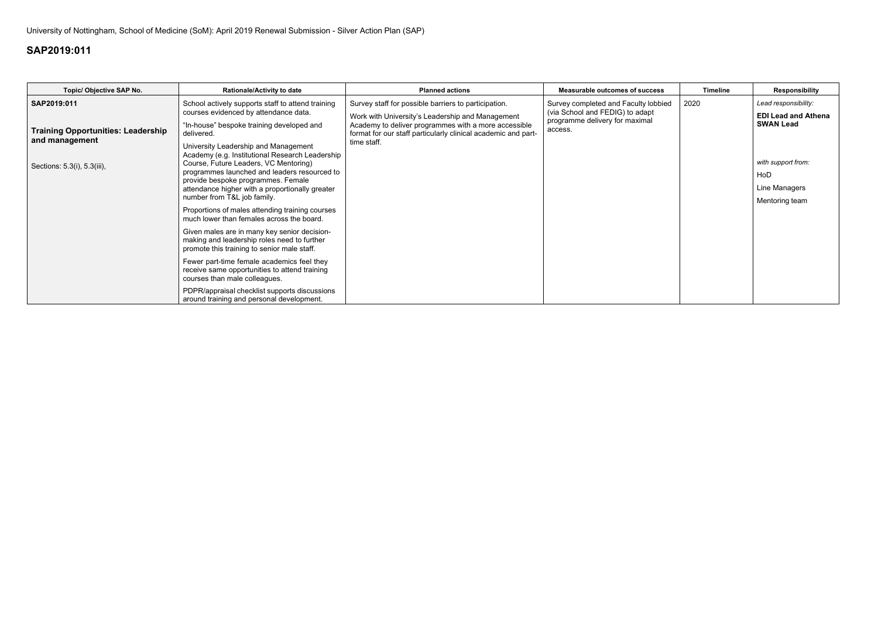University of Nottingham, School of Medicine (SoM): April 2019 Renewal Submission - Silver Action Plan (SAP)

## SAP2019:011

| Topic/ Objective SAP No. | Rationale/Activity to date | Planned actions | Measurable outcomes of success | Timeline | Responsibility |
|---|---|---|---|---|---|
| **SAP2019:011**<br><br>**Training Opportunities: Leadership and management**<br><br>Sections: 5.3(i), 5.3(iii), | School actively supports staff to attend training courses evidenced by attendance data.<br><br>"In-house" bespoke training developed and delivered.<br><br>University Leadership and Management Academy (e.g. Institutional Research Leadership Course, Future Leaders, VC Mentoring) programmes launched and leaders resourced to provide bespoke programmes. Female attendance higher with a proportionally greater number from T&L job family.<br><br>Proportions of males attending training courses much lower than females across the board.<br><br>Given males are in many key senior decision-making and leadership roles need to further promote this training to senior male staff.<br><br>Fewer part-time female academics feel they receive same opportunities to attend training courses than male colleagues.<br><br>PDPR/appraisal checklist supports discussions around training and personal development. | Survey staff for possible barriers to participation.<br><br>Work with University's Leadership and Management Academy to deliver programmes with a more accessible format for our staff particularly clinical academic and part-time staff. | Survey completed and Faculty lobbied (via School and FEDIG) to adapt programme delivery for maximal access. | 2020 | *Lead responsibility:*<br><br>**EDI Lead and Athena SWAN Lead**<br><br>*with support from:*<br><br>HoD<br><br>Line Managers<br><br>Mentoring team |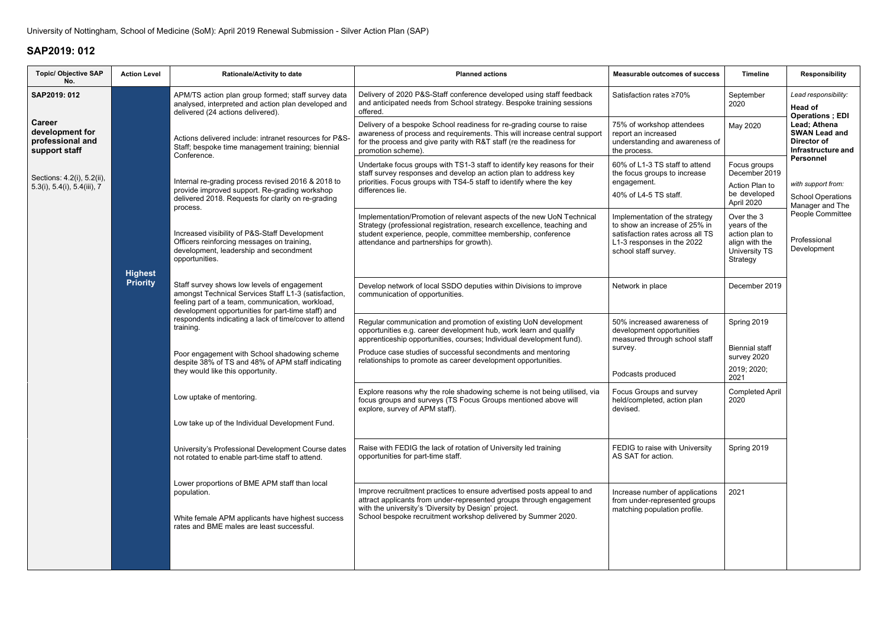University of Nottingham, School of Medicine (SoM): April 2019 Renewal Submission - Silver Action Plan (SAP)

## SAP2019: 012

| Topic/ Objective SAP No. | Action Level | Rationale/Activity to date | Planned actions | Measurable outcomes of success | Timeline | Responsibility |
|---|---|---|---|---|---|---|
| SAP2019: 012<br><br>**Career development for professional and support staff**<br><br>Sections: 4.2(i), 5.2(ii), 5.3(i), 5.4(i), 5.4(iii), 7 | **Highest Priority** | APM/TS action plan group formed; staff survey data analysed, interpreted and action plan developed and delivered (24 actions delivered).<br><br>Actions delivered include: intranet resources for P&S-Staff; bespoke time management training; biennial Conference.<br><br>Internal re-grading process revised 2016 & 2018 to provide improved support. Re-grading workshop delivered 2018. Requests for clarity on re-grading process.<br><br>Increased visibility of P&S-Staff Development Officers reinforcing messages on training, development, leadership and secondment opportunities.<br><br>Staff survey shows low levels of engagement amongst Technical Services Staff L1-3 (satisfaction, feeling part of a team, communication, workload, development opportunities for part-time staff) and respondents indicating a lack of time/cover to attend training.<br><br>Poor engagement with School shadowing scheme despite 38% of TS and 48% of APM staff indicating they would like this opportunity.<br><br>Low uptake of mentoring.<br><br>Low take up of the Individual Development Fund.<br><br>University's Professional Development Course dates not rotated to enable part-time staff to attend.<br><br>Lower proportions of BME APM staff than local population.<br><br>White female APM applicants have highest success rates and BME males are least successful. | Delivery of 2020 P&S-Staff conference developed using staff feedback and anticipated needs from School strategy. Bespoke training sessions offered. | Satisfaction rates ≥70% | September 2020 | *Lead responsibility:*<br>**Head of Operations ; EDI Lead; Athena SWAN Lead and Director of Infrastructure and Personnel**<br><br>*with support from:*<br>School Operations Manager and The People Committee<br><br>Professional Development |
| | | | Delivery of a bespoke School readiness for re-grading course to raise awareness of process and requirements. This will increase central support for the process and give parity with R&T staff (re the readiness for promotion scheme). | 75% of workshop attendees report an increased understanding and awareness of the process. | May 2020 | |
| | | | Undertake focus groups with TS1-3 staff to identify key reasons for their staff survey responses and develop an action plan to address key priorities. Focus groups with TS4-5 staff to identify where the key differences lie. | 60% of L1-3 TS staff to attend the focus groups to increase engagement.<br><br>40% of L4-5 TS staff. | Focus groups December 2019<br><br>Action Plan to be developed April 2020 | |
| | | | Implementation/Promotion of relevant aspects of the new UoN Technical Strategy (professional registration, research excellence, teaching and student experience, people, committee membership, conference attendance and partnerships for growth). | Implementation of the strategy to show an increase of 25% in satisfaction rates across all TS L1-3 responses in the 2022 school staff survey. | Over the 3 years of the action plan to align with the University TS Strategy | |
| | | | Develop network of local SSDO deputies within Divisions to improve communication of opportunities. | Network in place | December 2019 | |
| | | | Regular communication and promotion of existing UoN development opportunities e.g. career development hub, work learn and qualify apprenticeship opportunities, courses; Individual development fund).<br><br>Produce case studies of successful secondments and mentoring relationships to promote as career development opportunities. | 50% increased awareness of development opportunities measured through school staff survey.<br><br>Podcasts produced | Spring 2019<br><br>Biennial staff survey 2020<br><br>2019; 2020; 2021 | |
| | | | Explore reasons why the role shadowing scheme is not being utilised, via focus groups and surveys (TS Focus Groups mentioned above will explore, survey of APM staff). | Focus Groups and survey held/completed, action plan devised. | Completed April 2020 | |
| | | | Raise with FEDIG the lack of rotation of University led training opportunities for part-time staff. | FEDIG to raise with University AS SAT for action. | Spring 2019 | |
| | | | Improve recruitment practices to ensure advertised posts appeal to and attract applicants from under-represented groups through engagement with the university's 'Diversity by Design' project.<br>School bespoke recruitment workshop delivered by Summer 2020. | Increase number of applications from under-represented groups matching population profile. | 2021 | |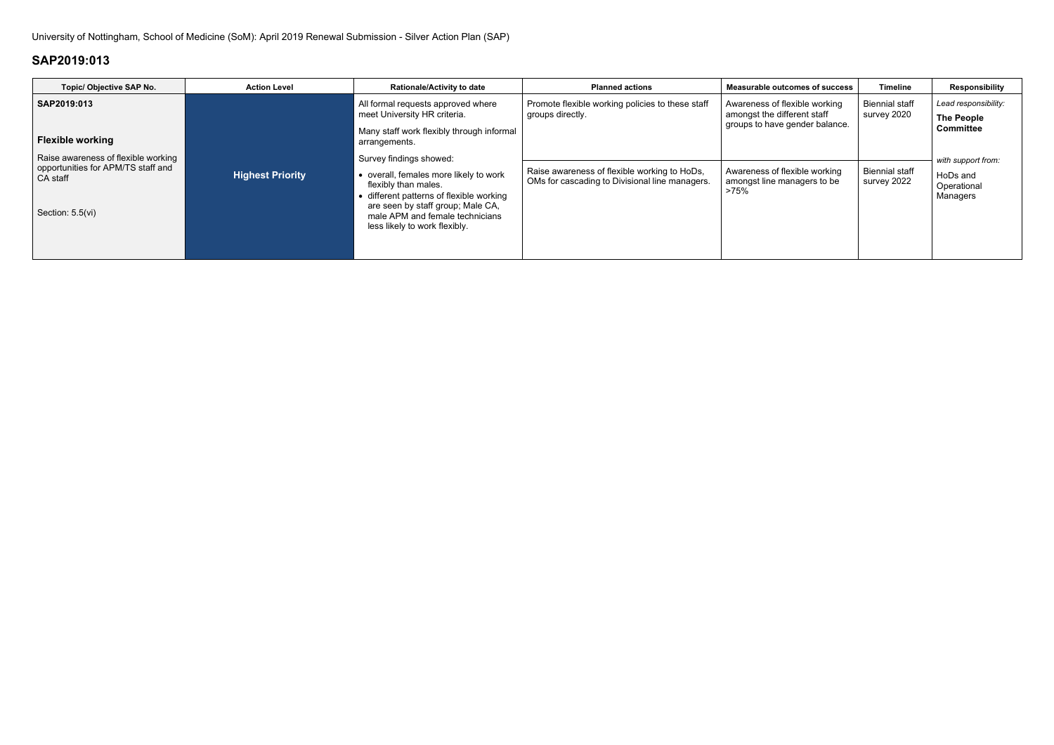University of Nottingham, School of Medicine (SoM): April 2019 Renewal Submission - Silver Action Plan (SAP)

## SAP2019:013

| Topic/ Objective SAP No. | Action Level | Rationale/Activity to date | Planned actions | Measurable outcomes of success | Timeline | Responsibility |
|---|---|---|---|---|---|---|
| **SAP2019:013**<br><br>**Flexible working**<br><br>Raise awareness of flexible working opportunities for APM/TS staff and CA staff<br><br>Section: 5.5(vi) | **Highest Priority** | All formal requests approved where meet University HR criteria.<br><br>Many staff work flexibly through informal arrangements.<br><br>Survey findings showed:<br>• overall, females more likely to work flexibly than males.<br>• different patterns of flexible working are seen by staff group; Male CA, male APM and female technicians less likely to work flexibly. | Promote flexible working policies to these staff groups directly. | Awareness of flexible working amongst the different staff groups to have gender balance. | Biennial staff survey 2020 | *Lead responsibility:*<br>**The People Committee**<br><br>*with support from:*<br>HoDs and Operational Managers |
| | | | Raise awareness of flexible working to HoDs, OMs for cascading to Divisional line managers. | Awareness of flexible working amongst line managers to be >75% | Biennial staff survey 2022 | |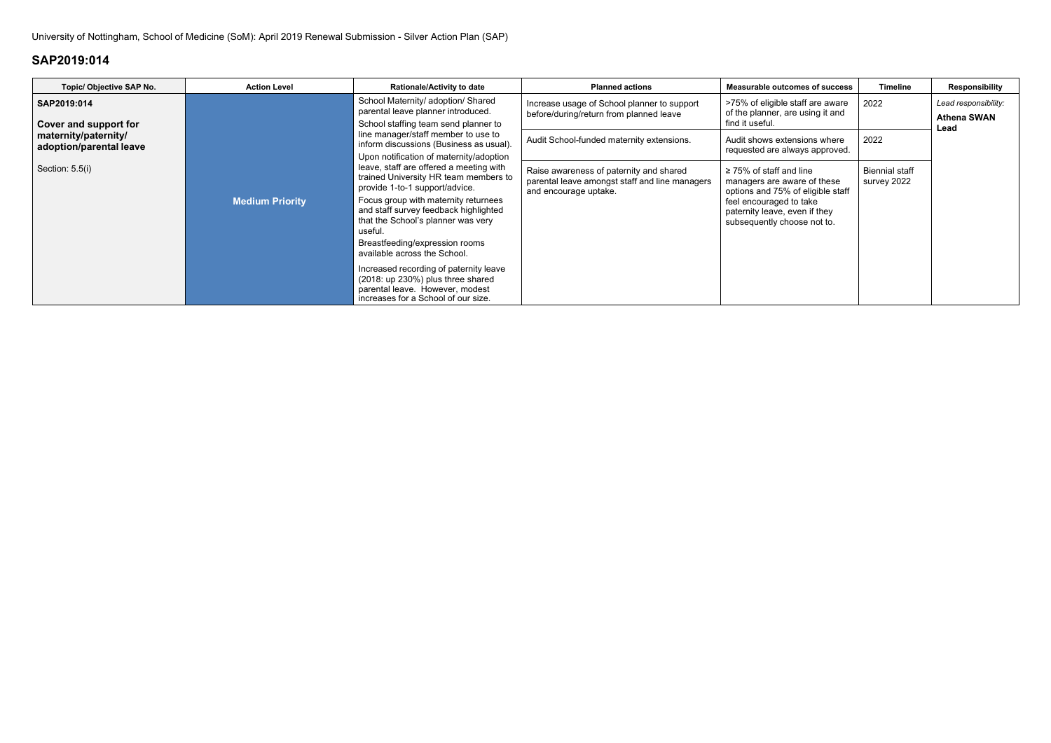University of Nottingham, School of Medicine (SoM): April 2019 Renewal Submission - Silver Action Plan (SAP)

## SAP2019:014

| Topic/ Objective SAP No. | Action Level | Rationale/Activity to date | Planned actions | Measurable outcomes of success | Timeline | Responsibility |
|---|---|---|---|---|---|---|
| **SAP2019:014**<br><br>**Cover and support for maternity/paternity/ adoption/parental leave**<br><br>Section: 5.5(i) | **Medium Priority** | School Maternity/ adoption/ Shared parental leave planner introduced.<br>School staffing team send planner to line manager/staff member to use to inform discussions (Business as usual).<br>Upon notification of maternity/adoption leave, staff are offered a meeting with trained University HR team members to provide 1-to-1 support/advice.<br>Focus group with maternity returnees and staff survey feedback highlighted that the School's planner was very useful.<br>Breastfeeding/expression rooms available across the School.<br>Increased recording of paternity leave (2018: up 230%) plus three shared parental leave. However, modest increases for a School of our size. | Increase usage of School planner to support before/during/return from planned leave | >75% of eligible staff are aware of the planner, are using it and find it useful. | 2022 | *Lead responsibility:*<br>**Athena SWAN Lead** |
| | | | Audit School-funded maternity extensions. | Audit shows extensions where requested are always approved. | 2022 | |
| | | | Raise awareness of paternity and shared parental leave amongst staff and line managers and encourage uptake. | ≥ 75% of staff and line managers are aware of these options and 75% of eligible staff feel encouraged to take paternity leave, even if they subsequently choose not to. | Biennial staff survey 2022 | |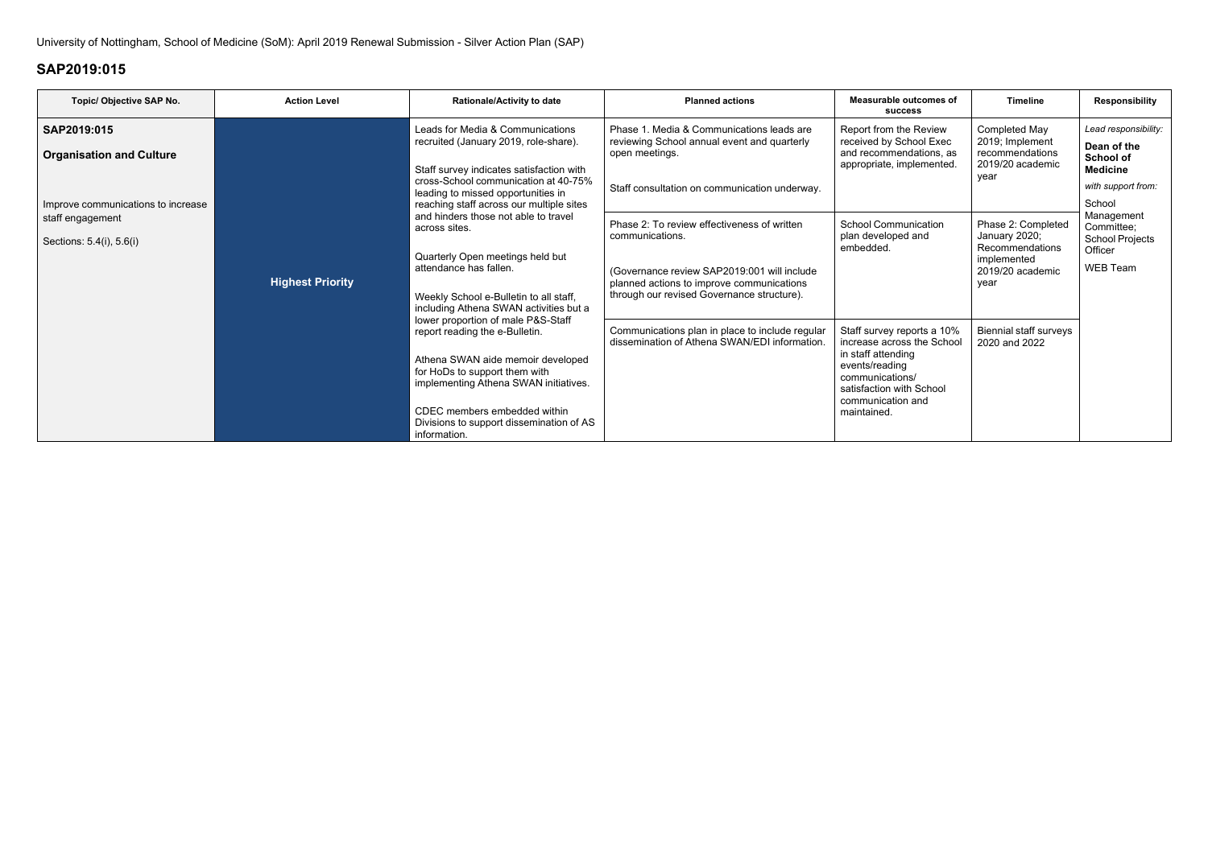University of Nottingham, School of Medicine (SoM): April 2019 Renewal Submission - Silver Action Plan (SAP)

## SAP2019:015

| Topic/ Objective SAP No. | Action Level | Rationale/Activity to date | Planned actions | Measurable outcomes of success | Timeline | Responsibility |
|---|---|---|---|---|---|---|
| **SAP2019:015**<br><br>**Organisation and Culture**<br><br>Improve communications to increase staff engagement<br><br>Sections: 5.4(i), 5.6(i) | **Highest Priority** | Leads for Media & Communications recruited (January 2019, role-share).<br><br>Staff survey indicates satisfaction with cross-School communication at 40-75% leading to missed opportunities in reaching staff across our multiple sites and hinders those not able to travel across sites.<br><br>Quarterly Open meetings held but attendance has fallen.<br><br>Weekly School e-Bulletin to all staff, including Athena SWAN activities but a lower proportion of male P&S-Staff report reading the e-Bulletin.<br><br>Athena SWAN aide memoir developed for HoDs to support them with implementing Athena SWAN initiatives.<br><br>CDEC members embedded within Divisions to support dissemination of AS information. | Phase 1. Media & Communications leads are reviewing School annual event and quarterly open meetings.<br><br>Staff consultation on communication underway. | Report from the Review received by School Exec and recommendations, as appropriate, implemented. | Completed May 2019; Implement recommendations 2019/20 academic year | *Lead responsibility:*<br>**Dean of the School of Medicine**<br>*with support from:*<br>School Management Committee;<br>School Projects Officer<br>WEB Team |
| | | | Phase 2: To review effectiveness of written communications.<br><br>(Governance review SAP2019:001 will include planned actions to improve communications through our revised Governance structure). | School Communication plan developed and embedded. | Phase 2: Completed January 2020; Recommendations implemented 2019/20 academic year | |
| | | | Communications plan in place to include regular dissemination of Athena SWAN/EDI information. | Staff survey reports a 10% increase across the School in staff attending events/reading communications/ satisfaction with School communication and maintained. | Biennial staff surveys 2020 and 2022 | |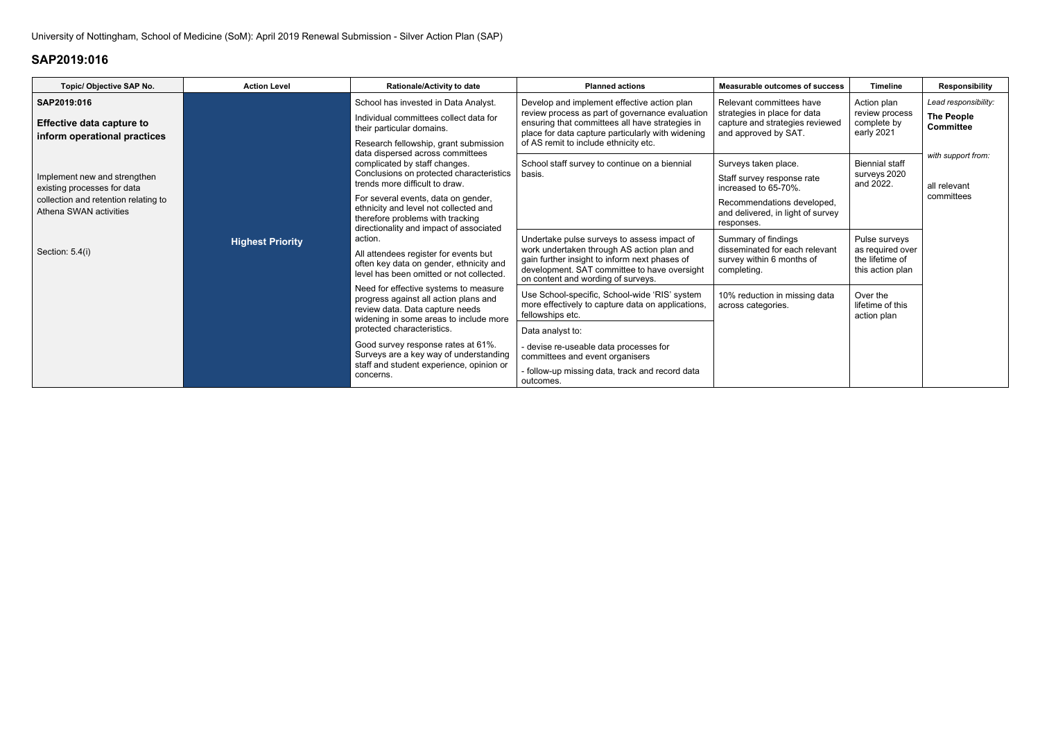University of Nottingham, School of Medicine (SoM): April 2019 Renewal Submission - Silver Action Plan (SAP)

## SAP2019:016

| Topic/ Objective SAP No. | Action Level | Rationale/Activity to date | Planned actions | Measurable outcomes of success | Timeline | Responsibility |
|---|---|---|---|---|---|---|
| **SAP2019:016**<br><br>**Effective data capture to inform operational practices**<br><br>Implement new and strengthen existing processes for data collection and retention relating to Athena SWAN activities<br><br>Section: 5.4(i) | **Highest Priority** | School has invested in Data Analyst.<br><br>Individual committees collect data for their particular domains.<br><br>Research fellowship, grant submission data dispersed across committees complicated by staff changes. Conclusions on protected characteristics trends more difficult to draw.<br><br>For several events, data on gender, ethnicity and level not collected and therefore problems with tracking directionality and impact of associated action.<br><br>All attendees register for events but often key data on gender, ethnicity and level has been omitted or not collected.<br><br>Need for effective systems to measure progress against all action plans and review data. Data capture needs widening in some areas to include more protected characteristics.<br><br>Good survey response rates at 61%. Surveys are a key way of understanding staff and student experience, opinion or concerns. | Develop and implement effective action plan review process as part of governance evaluation ensuring that committees all have strategies in place for data capture particularly with widening of AS remit to include ethnicity etc. | Relevant committees have strategies in place for data capture and strategies reviewed and approved by SAT. | Action plan review process complete by early 2021 | *Lead responsibility:*<br>**The People Committee**<br><br>*with support from:*<br><br>all relevant committees |
| | | | School staff survey to continue on a biennial basis. | Surveys taken place.<br><br>Staff survey response rate increased to 65-70%.<br><br>Recommendations developed, and delivered, in light of survey responses. | Biennial staff surveys 2020 and 2022. | |
| | | | Undertake pulse surveys to assess impact of work undertaken through AS action plan and gain further insight to inform next phases of development. SAT committee to have oversight on content and wording of surveys. | Summary of findings disseminated for each relevant survey within 6 months of completing. | Pulse surveys as required over the lifetime of this action plan | |
| | | | Use School-specific, School-wide 'RIS' system more effectively to capture data on applications, fellowships etc. | 10% reduction in missing data across categories. | Over the lifetime of this action plan | |
| | | | Data analyst to:<br><br>- devise re-useable data processes for committees and event organisers<br><br>- follow-up missing data, track and record data outcomes. | | | |